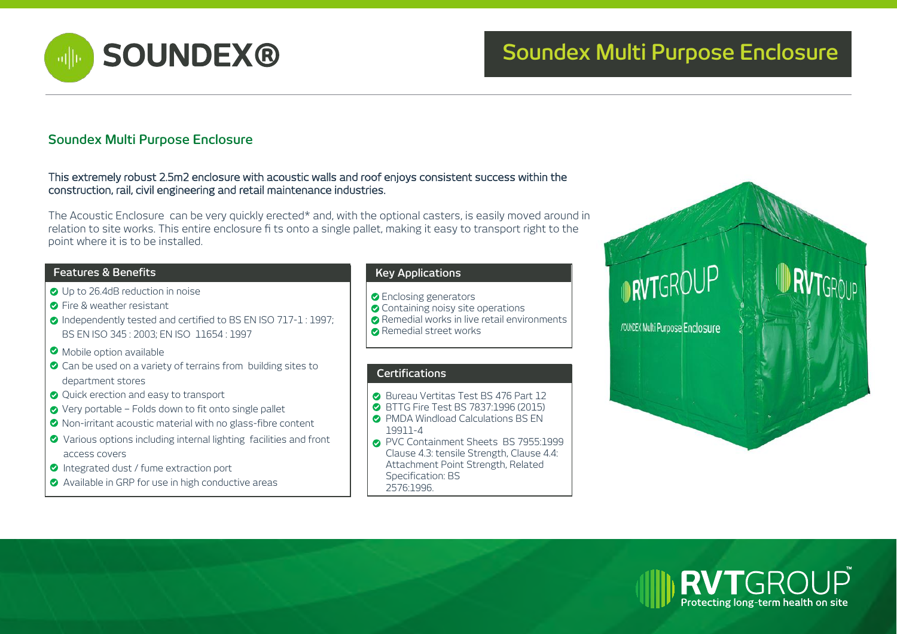# SOUNDEX®

## Soundex Multi Purpose Enclosure

### Soundex Multi Purpose Enclosure

This extremely robust 2.5m2 enclosure with acoustic walls and roof enjoys consistent success within the construction, rail, civil engineering and retail maintenance industries.

The Acoustic Enclosure can be very quickly erected* and, with the optional casters, is easily moved around in relation to site works. This entire enclosure fi ts onto a single pallet, making it easy to transport right to the point where it is to be installed.

#### Features & Benefits

- Up to 26.4dB reduction in noise
- Fire & weather resistant
- Independently tested and certified to BS EN ISO 717-1 : 1997; BS EN ISO 345 : 2003; EN ISO 11654 : 1997
- Mobile option available
- Can be used on a variety of terrains from building sites to department stores
- Quick erection and easy to transport
- Very portable – Folds down to fit onto single pallet
- Non-irritant acoustic material with no glass-fibre content
- Various options including internal lighting facilities and front access covers
- Integrated dust / fume extraction port
- Available in GRP for use in high conductive areas

#### Key Applications

- Enclosing generators
- Containing noisy site operations
- Remedial works in live retail environments
- Remedial street works

#### Certifications

- Bureau Veritas Test BS 476 Part 12
- BTTG Fire Test BS 7837:1996 (2015)
- PMDA Windload Calculations BS EN 19911-4
- PVC Containment Sheets BS 7955:1999 Clause 4.3: tensile Strength, Clause 4.4: Attachment Point Strength, Related Specification: BS 2576:1996.

RVTGROUP
Protecting long-term health on site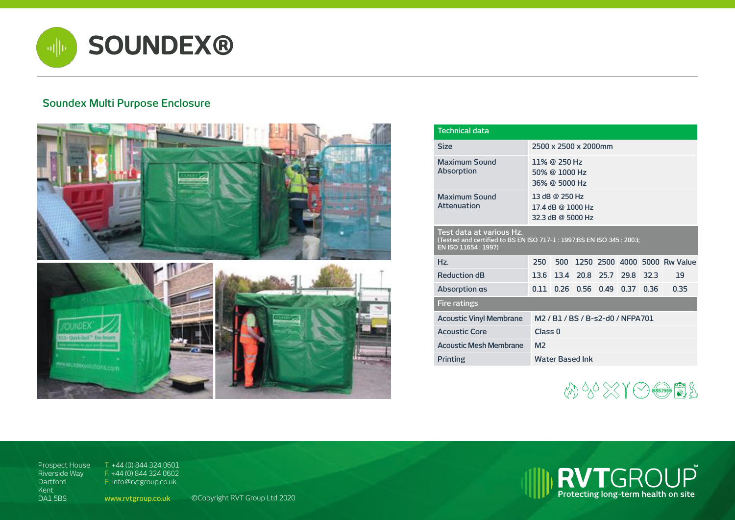# SOUNDEX®

## Soundex Multi Purpose Enclosure

| Technical data | | | | | | | |
|---|---|---|---|---|---|---|---|
| Size | 2500 x 2500 x 2000mm | | | | | | |
| Maximum Sound Absorption | 11% @ 250 Hz<br>50% @ 1000 Hz<br>36% @ 5000 Hz | | | | | | |
| Maximum Sound Attenuation | 13 dB @ 250 Hz<br>17.4 dB @ 1000 Hz<br>32.3 dB @ 5000 Hz | | | | | | |
| **Test data at various Hz.** (Tested and certified to BS EN ISO 717-1 : 1997;BS EN ISO 345 : 2003; EN ISO 11654 : 1997) | | | | | | | |
| Hz. | 250 | 500 | 1250 | 2500 | 4000 | 5000 | Rw Value |
| Reduction dB | 13.6 | 13.4 | 20.8 | 25.7 | 29.8 | 32.3 | 19 |
| Absorption αs | 0.11 | 0.26 | 0.56 | 0.49 | 0.37 | 0.36 | 0.35 |

| Fire ratings | |
|---|---|
| Acoustic Vinyl Membrane | M2 / B1 / BS / B-s2-d0 / NFPA701 |
| Acoustic Core | Class 0 |
| Acoustic Mesh Membrane | M2 |
| Printing | Water Based Ink |

Prospect House
Riverside Way
Dartford
Kent
DA1 5BS

T. +44 (0) 844 324 0601
F. +44 (0) 844 324 0602
E. info@rvtgroup.co.uk

www.rvtgroup.co.uk

©Copyright RVT Group Ltd 2020

RVTGROUP™ Protecting long-term health on site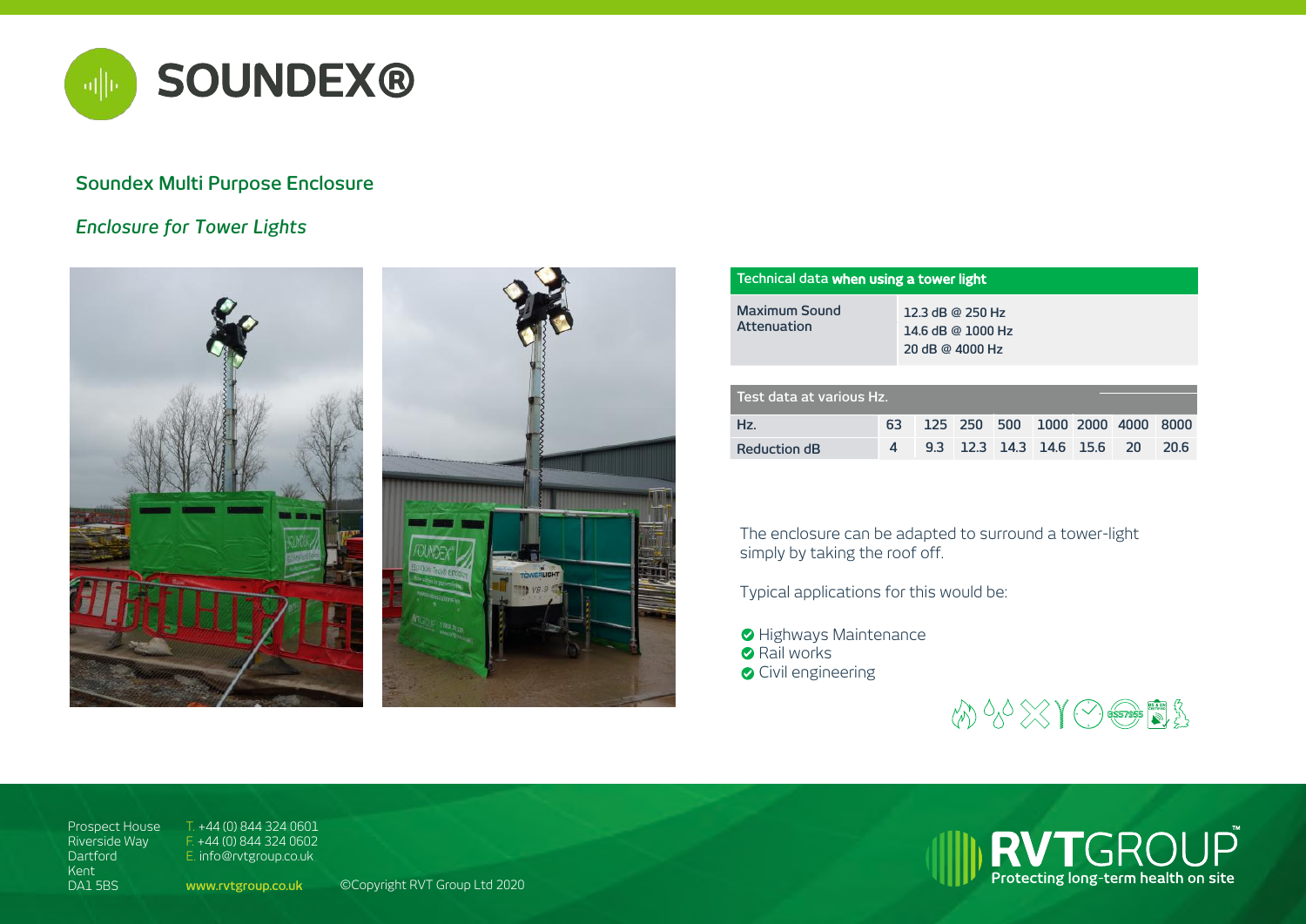# SOUNDEX®

## Soundex Multi Purpose Enclosure

### *Enclosure for Tower Lights*

| Technical data **when using a tower light** | |
|---|---|
| Maximum Sound Attenuation | 12.3 dB @ 250 Hz<br>14.6 dB @ 1000 Hz<br>20 dB @ 4000 Hz |

| Test data at various Hz. | | | | | | | | |
|---|---|---|---|---|---|---|---|---|
| Hz. | 63 | 125 | 250 | 500 | 1000 | 2000 | 4000 | 8000 |
| Reduction dB | 4 | 9.3 | 12.3 | 14.3 | 14.6 | 15.6 | 20 | 20.6 |

The enclosure can be adapted to surround a tower-light simply by taking the roof off.

Typical applications for this would be:

- Highways Maintenance
- Rail works
- Civil engineering

Prospect House
Riverside Way
Dartford
Kent
DA1 5BS

T. +44 (0) 844 324 0601
F. +44 (0) 844 324 0602
E. info@rvtgroup.co.uk

www.rvtgroup.co.uk

©Copyright RVT Group Ltd 2020

RVTGROUP™ Protecting long-term health on site